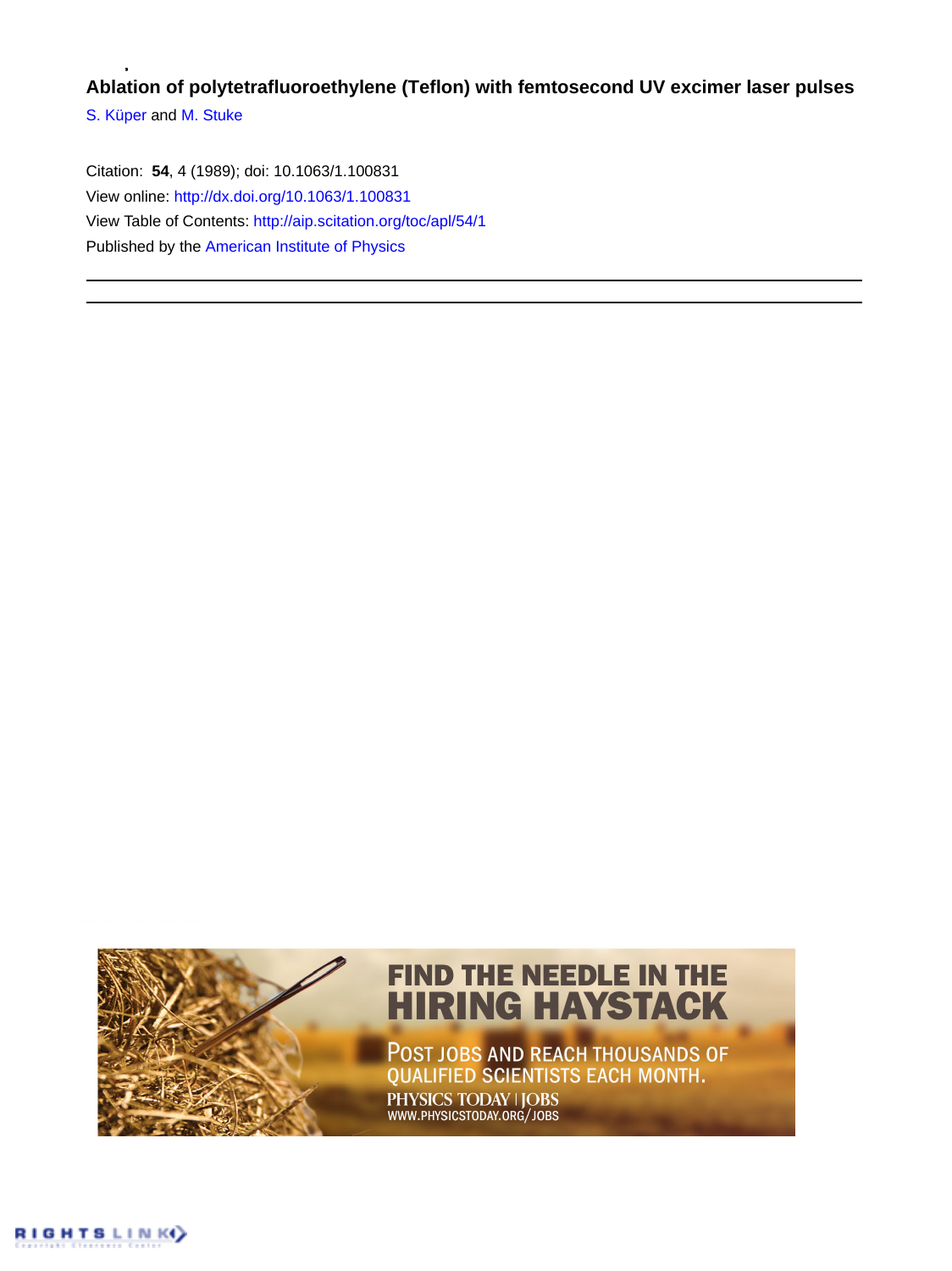**Ablation of polytetrafluoroethylene (Teflon) with femtosecond UV excimer laser pulses**

S. Küper and M. Stuke

Citation: **54**, 4 (1989); doi: 10.1063/1.100831

View online: http://dx.doi.org/10.1063/1.100831

View Table of Contents: http://aip.scitation.org/toc/apl/54/1

Published by the American Institute of Physics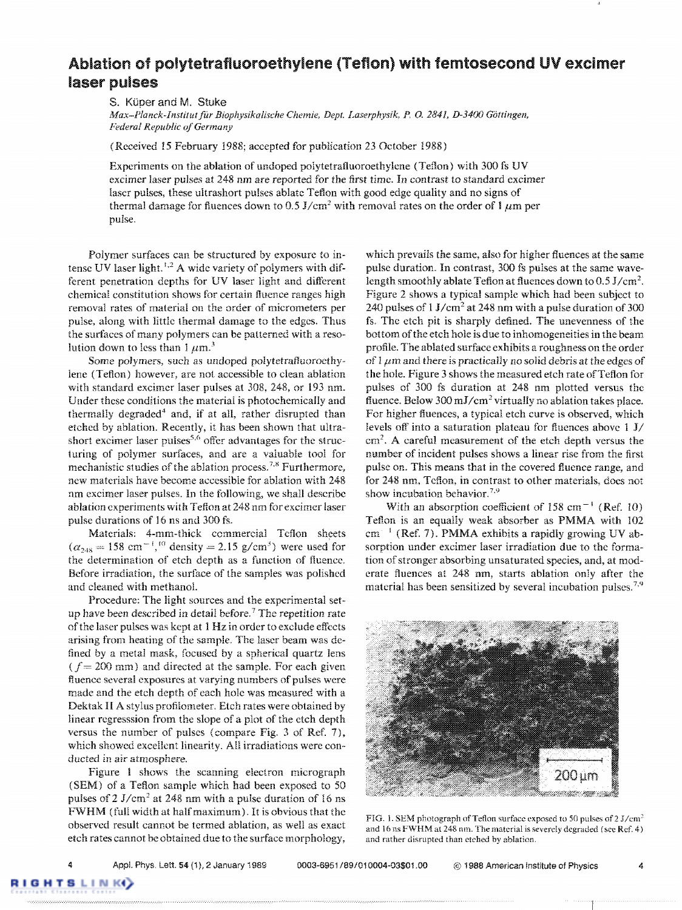# Ablation of polytetrafluoroethylene (Teflon) with femtosecond UV excimer laser pulses

S. Küper and M. Stuke

*Max-Planck-Institut für Biophysikalische Chemie, Dept. Laserphysik, P. O. 2841, D-3400 Göttingen, Federal Republic of Germany*

(Received 15 February 1988; accepted for publication 23 October 1988)

Experiments on the ablation of undoped polytetrafluoroethylene (Teflon) with 300 fs UV excimer laser pulses at 248 nm are reported for the first time. In contrast to standard excimer laser pulses, these ultrashort pulses ablate Teflon with good edge quality and no signs of thermal damage for fluences down to 0.5 J/cm$^2$ with removal rates on the order of 1 $\mu$m per pulse.

Polymer surfaces can be structured by exposure to intense UV laser light.[1,2] A wide variety of polymers with different penetration depths for UV laser light and different chemical constitution shows for certain fluence ranges high removal rates of material on the order of micrometers per pulse, along with little thermal damage to the edges. Thus the surfaces of many polymers can be patterned with a resolution down to less than 1 $\mu$m.[3]

Some polymers, such as undoped polytetrafluoroethylene (Teflon) however, are not accessible to clean ablation with standard excimer laser pulses at 308, 248, or 193 nm. Under these conditions the material is photochemically and thermally degraded[4] and, if at all, rather disrupted than etched by ablation. Recently, it has been shown that ultrashort excimer laser pulses[5,6] offer advantages for the structuring of polymer surfaces, and are a valuable tool for mechanistic studies of the ablation process.[7,8] Furthermore, new materials have become accessible for ablation with 248 nm excimer laser pulses. In the following, we shall describe ablation experiments with Teflon at 248 nm for excimer laser pulse durations of 16 ns and 300 fs.

Materials: 4-mm-thick commercial Teflon sheets ($\alpha_{248} = 158$ cm$^{-1}$,[10] density = 2.15 g/cm$^3$) were used for the determination of etch depth as a function of fluence. Before irradiation, the surface of the samples was polished and cleaned with methanol.

Procedure: The light sources and the experimental setup have been described in detail before.[7] The repetition rate of the laser pulses was kept at 1 Hz in order to exclude effects arising from heating of the sample. The laser beam was defined by a metal mask, focused by a spherical quartz lens ($f = 200$ mm) and directed at the sample. For each given fluence several exposures at varying numbers of pulses were made and the etch depth of each hole was measured with a Dektak II A stylus profilometer. Etch rates were obtained by linear regresssion from the slope of a plot of the etch depth versus the number of pulses (compare Fig. 3 of Ref. 7), which showed excellent linearity. All irradiations were conducted in air atmosphere.

Figure 1 shows the scanning electron micrograph (SEM) of a Teflon sample which had been exposed to 50 pulses of 2 J/cm$^2$ at 248 nm with a pulse duration of 16 ns FWHM (full width at half maximum). It is obvious that the observed result cannot be termed ablation, as well as exact etch rates cannot be obtained due to the surface morphology, which prevails the same, also for higher fluences at the same pulse duration. In contrast, 300 fs pulses at the same wavelength smoothly ablate Teflon at fluences down to 0.5 J/cm$^2$. Figure 2 shows a typical sample which had been subject to 240 pulses of 1 J/cm$^2$ at 248 nm with a pulse duration of 300 fs. The etch pit is sharply defined. The unevenness of the bottom of the etch hole is due to inhomogeneities in the beam profile. The ablated surface exhibits a roughness on the order of 1 $\mu$m and there is practically no solid debris at the edges of the hole. Figure 3 shows the measured etch rate of Teflon for pulses of 300 fs duration at 248 nm plotted versus the fluence. Below 300 mJ/cm$^2$ virtually no ablation takes place. For higher fluences, a typical etch curve is observed, which levels off into a saturation plateau for fluences above 1 J/cm$^2$. A careful measurement of the etch depth versus the number of incident pulses shows a linear rise from the first pulse on. This means that in the covered fluence range, and for 248 nm, Teflon, in contrast to other materials, does not show incubation behavior.[7,9]

With an absorption coefficient of 158 cm$^{-1}$ (Ref. 10) Teflon is an equally weak absorber as PMMA with 102 cm$^{-1}$ (Ref. 7). PMMA exhibits a rapidly growing UV absorption under excimer laser irradiation due to the formation of stronger absorbing unsaturated species, and, at moderate fluences at 248 nm, starts ablation only after the material has been sensitized by several incubation pulses.[7,9]

FIG. 1. SEM photograph of Teflon surface exposed to 50 pulses of 2 J/cm$^2$ and 16 ns FWHM at 248 nm. The material is severely degraded (see Ref. 4) and rather disrupted than etched by ablation.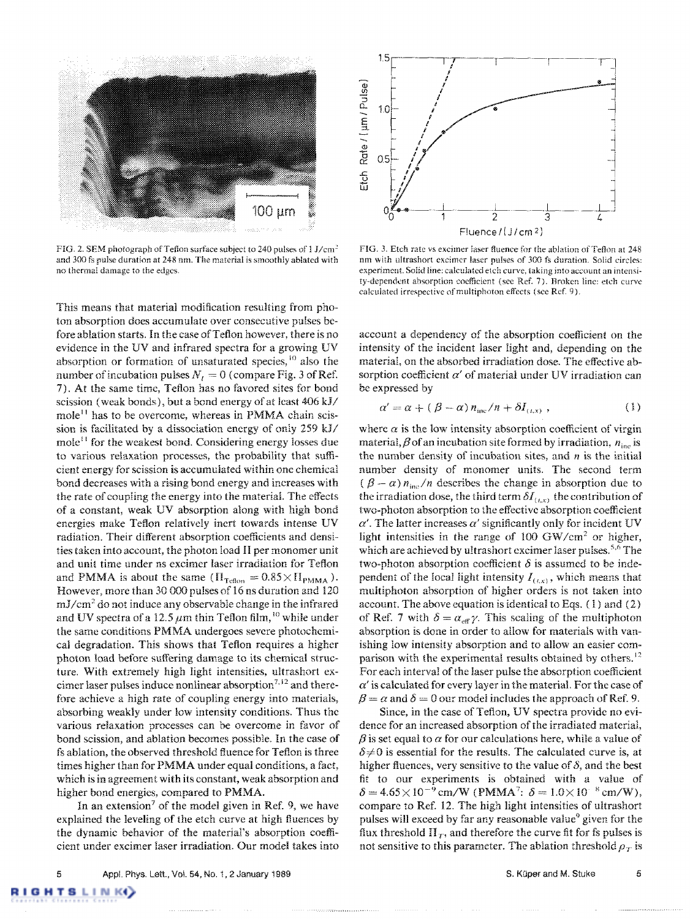FIG. 2. SEM photograph of Teflon surface subject to 240 pulses of 1 J/cm² and 300 fs pulse duration at 248 nm. The material is smoothly ablated with no thermal damage to the edges.

FIG. 3. Etch rate vs excimer laser fluence for the ablation of Teflon at 248 nm with ultrashort excimer laser pulses of 300 fs duration. Solid circles: experiment. Solid line: calculated etch curve, taking into account an intensity-dependent absorption coefficient (see Ref. 7). Broken line: etch curve calculated irrespective of multiphoton effects (see Ref. 9).

This means that material modification resulting from photon absorption does accumulate over consecutive pulses before ablation starts. In the case of Teflon however, there is no evidence in the UV and infrared spectra for a growing UV absorption or formation of unsaturated species,[10] also the number of incubation pulses $N_t = 0$ (compare Fig. 3 of Ref. 7). At the same time, Teflon has no favored sites for bond scission (weak bonds), but a bond energy of at least 406 kJ/mole[11] has to be overcome, whereas in PMMA chain scission is facilitated by a dissociation energy of only 259 kJ/mole[11] for the weakest bond. Considering energy losses due to various relaxation processes, the probability that sufficient energy for scission is accumulated within one chemical bond decreases with a rising bond energy and increases with the rate of coupling the energy into the material. The effects of a constant, weak UV absorption along with high bond energies make Teflon relatively inert towards intense UV radiation. Their different absorption coefficients and densities taken into account, the photon load $\Pi$ per monomer unit and unit time under ns excimer laser irradiation for Teflon and PMMA is about the same ($\Pi_{\text{Teflon}} = 0.85 \times \Pi_{\text{PMMA}}$). However, more than 30 000 pulses of 16 ns duration and 120 mJ/cm² do not induce any observable change in the infrared and UV spectra of a 12.5 $\mu$m thin Teflon film,[10] while under the same conditions PMMA undergoes severe photochemical degradation. This shows that Teflon requires a higher photon load before suffering damage to its chemical structure. With extremely high light intensities, ultrashort excimer laser pulses induce nonlinear absorption[7,12] and therefore achieve a high rate of coupling energy into materials, absorbing weakly under low intensity conditions. Thus the various relaxation processes can be overcome in favor of bond scission, and ablation becomes possible. In the case of fs ablation, the observed threshold fluence for Teflon is three times higher than for PMMA under equal conditions, a fact, which is in agreement with its constant, weak absorption and higher bond energies, compared to PMMA.

In an extension[7] of the model given in Ref. 9, we have explained the leveling of the etch curve at high fluences by the dynamic behavior of the material's absorption coefficient under excimer laser irradiation. Our model takes into account a dependency of the absorption coefficient on the intensity of the incident laser light and, depending on the material, on the absorbed irradiation dose. The effective absorption coefficient $\alpha'$ of material under UV irradiation can be expressed by

$$\alpha' = \alpha + (\beta - \alpha)\, n_{\text{inc}}/n + \delta I_{(t,x)}\,, \tag{1}$$

where $\alpha$ is the low intensity absorption coefficient of virgin material, $\beta$ of an incubation site formed by irradiation, $n_{\text{inc}}$ is the number density of incubation sites, and $n$ is the initial number density of monomer units. The second term $(\beta - \alpha) n_{\text{inc}}/n$ describes the change in absorption due to the irradiation dose, the third term $\delta I_{(t,x)}$ the contribution of two-photon absorption to the effective absorption coefficient $\alpha'$. The latter increases $\alpha'$ significantly only for incident UV light intensities in the range of 100 GW/cm² or higher, which are achieved by ultrashort excimer laser pulses.[5,6] The two-photon absorption coefficient $\delta$ is assumed to be independent of the local light intensity $I_{(t,x)}$, which means that multiphoton absorption of higher orders is not taken into account. The above equation is identical to Eqs. (1) and (2) of Ref. 7 with $\delta = \alpha_{\text{eff}}\gamma$. This scaling of the multiphoton absorption is done in order to allow for materials with vanishing low intensity absorption and to allow an easier comparison with the experimental results obtained by others.[12] For each interval of the laser pulse the absorption coefficient $\alpha'$ is calculated for every layer in the material. For the case of $\beta = \alpha$ and $\delta = 0$ our model includes the approach of Ref. 9.

Since, in the case of Teflon, UV spectra provide no evidence for an increased absorption of the irradiated material, $\beta$ is set equal to $\alpha$ for our calculations here, while a value of $\delta \neq 0$ is essential for the results. The calculated curve is, at higher fluences, very sensitive to the value of $\delta$, and the best fit to our experiments is obtained with a value of $\delta = 4.65 \times 10^{-9}$ cm/W (PMMA[7]: $\delta = 1.0 \times 10^{-8}$ cm/W), compare to Ref. 12. The high light intensities of ultrashort pulses will exceed by far any reasonable value[9] given for the flux threshold $\Pi_T$, and therefore the curve fit for fs pulses is not sensitive to this parameter. The ablation threshold $\rho_T$ is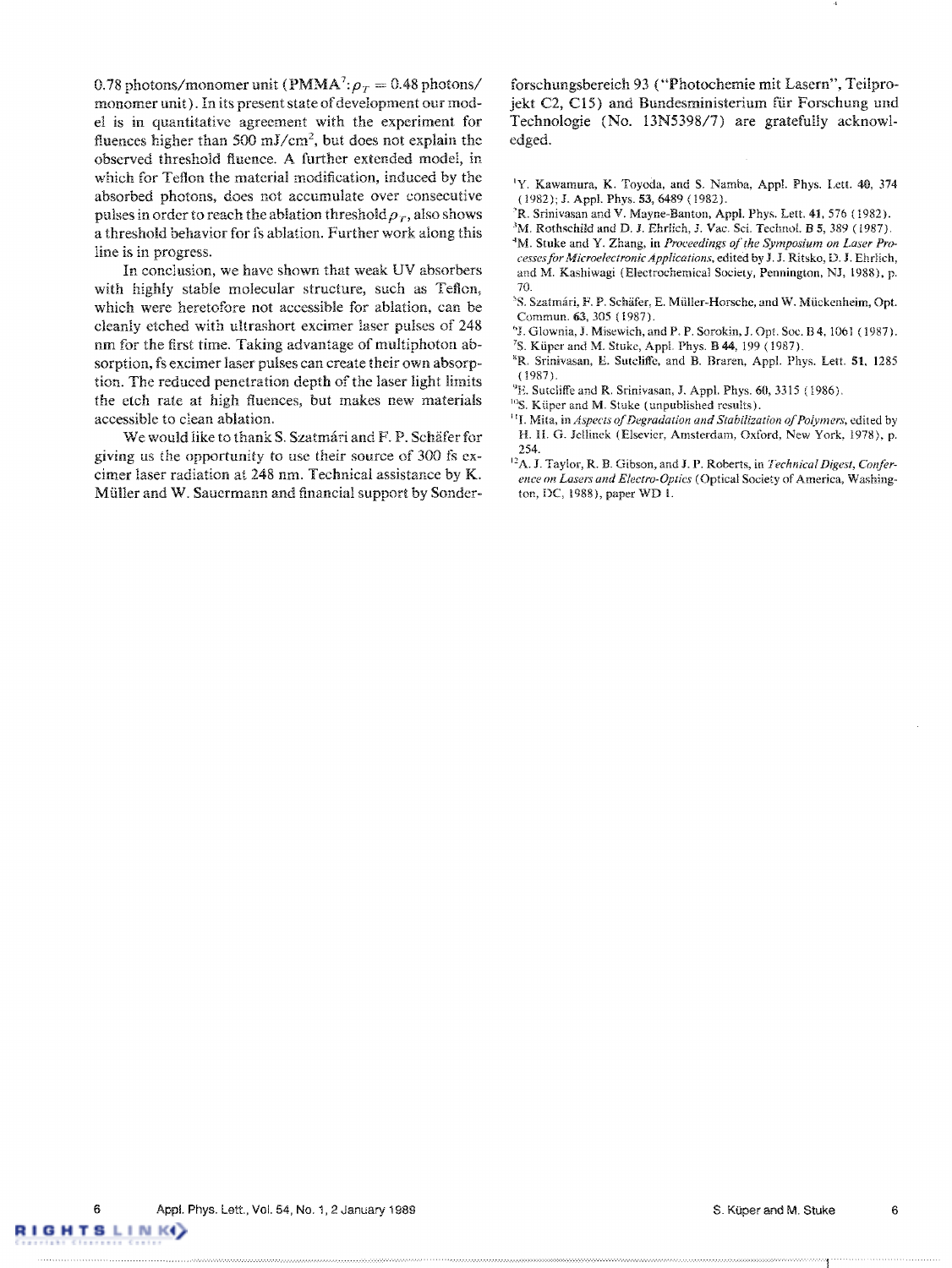0.78 photons/monomer unit (PMMA[7]: $\rho_T = 0.48$ photons/monomer unit). In its present state of development our model is in quantitative agreement with the experiment for fluences higher than 500 mJ/cm$^2$, but does not explain the observed threshold fluence. A further extended model, in which for Teflon the material modification, induced by the absorbed photons, does not accumulate over consecutive pulses in order to reach the ablation threshold $\rho_T$, also shows a threshold behavior for fs ablation. Further work along this line is in progress.

In conclusion, we have shown that weak UV absorbers with highly stable molecular structure, such as Teflon, which were heretofore not accessible for ablation, can be cleanly etched with ultrashort excimer laser pulses of 248 nm for the first time. Taking advantage of multiphoton absorption, fs excimer laser pulses can create their own absorption. The reduced penetration depth of the laser light limits the etch rate at high fluences, but makes new materials accessible to clean ablation.

We would like to thank S. Szatmári and F. P. Schäfer for giving us the opportunity to use their source of 300 fs excimer laser radiation at 248 nm. Technical assistance by K. Müller and W. Sauermann and financial support by Sonderforschungsbereich 93 ("Photochemie mit Lasern", Teilprojekt C2, C15) and Bundesministerium für Forschung und Technologie (No. 13N5398/7) are gratefully acknowledged.

[1] Y. Kawamura, K. Toyoda, and S. Namba, Appl. Phys. Lett. **40**, 374 (1982); J. Appl. Phys. **53**, 6489 (1982).

[2] R. Srinivasan and V. Mayne-Banton, Appl. Phys. Lett. **41**, 576 (1982).

[3] M. Rothschild and D. J. Ehrlich, J. Vac. Sci. Technol. B **5**, 389 (1987).

[4] M. Stuke and Y. Zhang, in *Proceedings of the Symposium on Laser Processes for Microelectronic Applications*, edited by J. J. Ritsko, D. J. Ehrlich, and M. Kashiwagi (Electrochemical Society, Pennington, NJ, 1988), p. 70.

[5] S. Szatmári, F. P. Schäfer, E. Müller-Horsche, and W. Mückenheim, Opt. Commun. **63**, 305 (1987).

[6] J. Glownia, J. Misewich, and P. P. Sorokin, J. Opt. Soc. B **4**, 1061 (1987).

[7] S. Küper and M. Stuke, Appl. Phys. B **44**, 199 (1987).

[8] R. Srinivasan, E. Sutcliffe, and B. Braren, Appl. Phys. Lett. **51**, 1285 (1987).

[9] E. Sutcliffe and R. Srinivasan, J. Appl. Phys. **60**, 3315 (1986).

[10] S. Küper and M. Stuke (unpublished results).

[11] I. Mita, in *Aspects of Degradation and Stabilization of Polymers*, edited by H. H. G. Jellinek (Elsevier, Amsterdam, Oxford, New York, 1978), p. 254.

[12] A. J. Taylor, R. B. Gibson, and J. P. Roberts, in *Technical Digest, Conference on Lasers and Electro-Optics* (Optical Society of America, Washington, DC, 1988), paper WD 1.